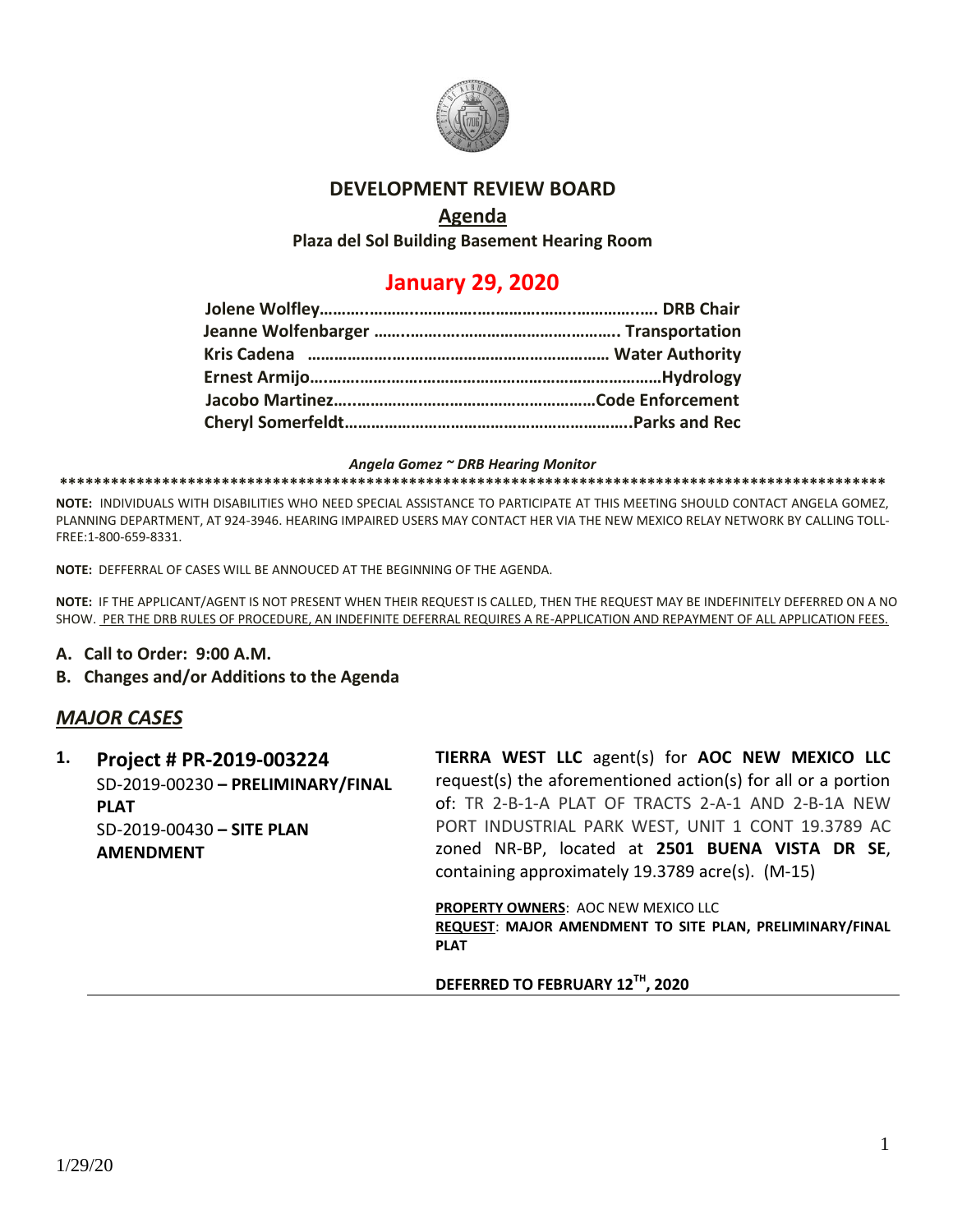# DEVELOPMENT REVIEW BOARD

## Agenda

**Plaza del Sol Building Basement Hearing Room**

## January 29, 2020

**Jolene Wolfley……………………………………………………………… DRB Chair**
**Jeanne Wolfenbarger ……………………………………………. Transportation**
**Kris Cadena ……………………………………………………… Water Authority**
**Ernest Armijo……………………………………………………………Hydrology**
**Jacobo Martinez…………………………………………………Code Enforcement**
**Cheryl Somerfeldt…………………………………………………….Parks and Rec**

***Angela Gomez ~ DRB Hearing Monitor***

**NOTE:** INDIVIDUALS WITH DISABILITIES WHO NEED SPECIAL ASSISTANCE TO PARTICIPATE AT THIS MEETING SHOULD CONTACT ANGELA GOMEZ, PLANNING DEPARTMENT, AT 924-3946. HEARING IMPAIRED USERS MAY CONTACT HER VIA THE NEW MEXICO RELAY NETWORK BY CALLING TOLL-FREE:1-800-659-8331.

**NOTE:** DEFFERRAL OF CASES WILL BE ANNOUCED AT THE BEGINNING OF THE AGENDA.

**NOTE:** IF THE APPLICANT/AGENT IS NOT PRESENT WHEN THEIR REQUEST IS CALLED, THEN THE REQUEST MAY BE INDEFINITELY DEFERRED ON A NO SHOW. PER THE DRB RULES OF PROCEDURE, AN INDEFINITE DEFERRAL REQUIRES A RE-APPLICATION AND REPAYMENT OF ALL APPLICATION FEES.

**A. Call to Order: 9:00 A.M.**

**B. Changes and/or Additions to the Agenda**

## *MAJOR CASES*

**1. Project # PR-2019-003224**
SD-2019-00230 **– PRELIMINARY/FINAL PLAT**
SD-2019-00430 **– SITE PLAN AMENDMENT**

**TIERRA WEST LLC** agent(s) for **AOC NEW MEXICO LLC** request(s) the aforementioned action(s) for all or a portion of: TR 2-B-1-A PLAT OF TRACTS 2-A-1 AND 2-B-1A NEW PORT INDUSTRIAL PARK WEST, UNIT 1 CONT 19.3789 AC zoned NR-BP, located at **2501 BUENA VISTA DR SE**, containing approximately 19.3789 acre(s). (M-15)

**PROPERTY OWNERS**: AOC NEW MEXICO LLC
**REQUEST**: **MAJOR AMENDMENT TO SITE PLAN, PRELIMINARY/FINAL PLAT**

**DEFERRED TO FEBRUARY 12TH, 2020**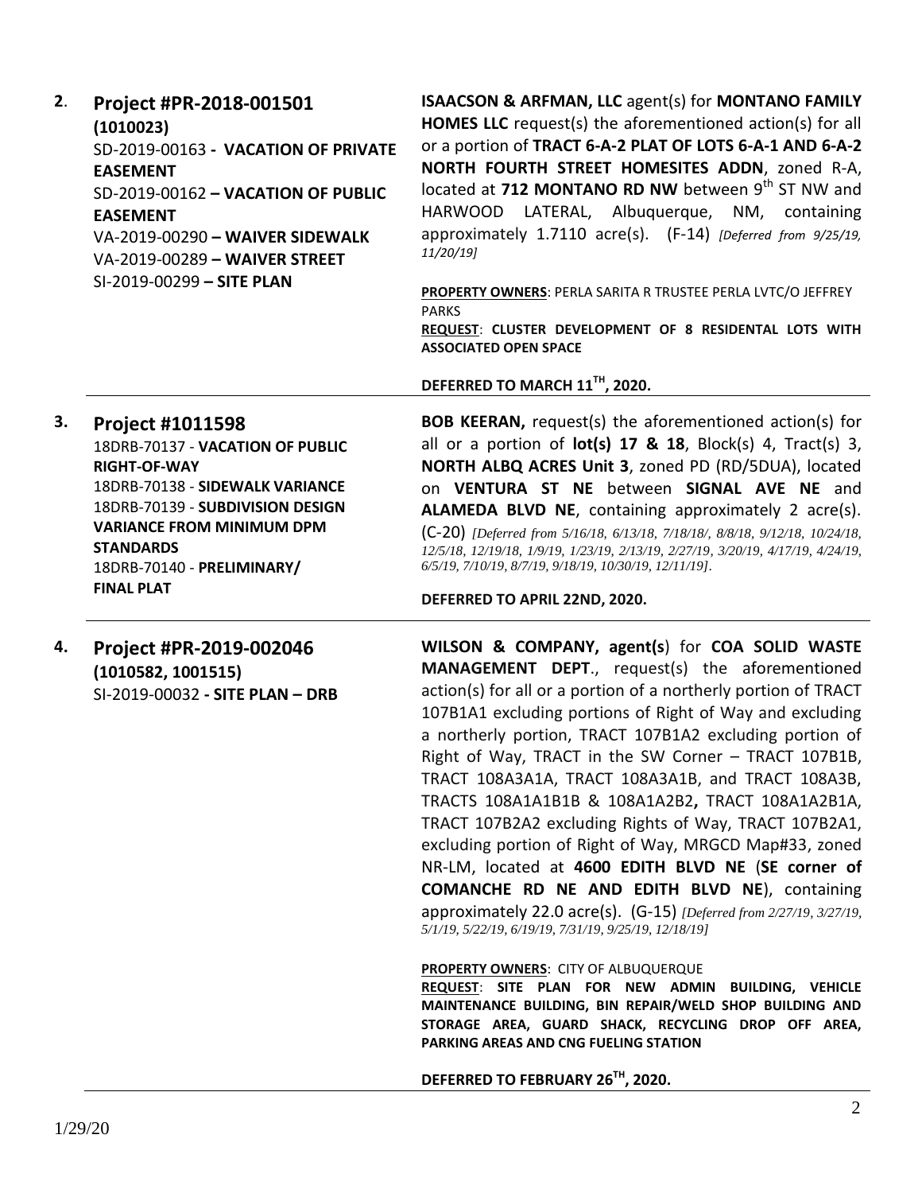**2.** **Project #PR-2018-001501 (1010023)**
SD-2019-00163 - **VACATION OF PRIVATE EASEMENT**
SD-2019-00162 **– VACATION OF PUBLIC EASEMENT**
VA-2019-00290 **– WAIVER SIDEWALK**
VA-2019-00289 **– WAIVER STREET**
SI-2019-00299 **– SITE PLAN**

**ISAACSON & ARFMAN, LLC** agent(s) for **MONTANO FAMILY HOMES LLC** request(s) the aforementioned action(s) for all or a portion of **TRACT 6-A-2 PLAT OF LOTS 6-A-1 AND 6-A-2 NORTH FOURTH STREET HOMESITES ADDN**, zoned R-A, located at **712 MONTANO RD NW** between 9th ST NW and HARWOOD LATERAL, Albuquerque, NM, containing approximately 1.7110 acre(s). (F-14) *[Deferred from 9/25/19, 11/20/19]*

**PROPERTY OWNERS**: PERLA SARITA R TRUSTEE PERLA LVTC/O JEFFREY PARKS
**REQUEST**: **CLUSTER DEVELOPMENT OF 8 RESIDENTAL LOTS WITH ASSOCIATED OPEN SPACE**

**DEFERRED TO MARCH 11TH, 2020.**

---

**3.** **Project #1011598**
18DRB-70137 - **VACATION OF PUBLIC RIGHT-OF-WAY**
18DRB-70138 - **SIDEWALK VARIANCE**
18DRB-70139 - **SUBDIVISION DESIGN VARIANCE FROM MINIMUM DPM STANDARDS**
18DRB-70140 - **PRELIMINARY/ FINAL PLAT**

**BOB KEERAN,** request(s) the aforementioned action(s) for all or a portion of **lot(s) 17 & 18**, Block(s) 4, Tract(s) 3, **NORTH ALBQ ACRES Unit 3**, zoned PD (RD/5DUA), located on **VENTURA ST NE** between **SIGNAL AVE NE** and **ALAMEDA BLVD NE**, containing approximately 2 acre(s). (C-20) *[Deferred from 5/16/18, 6/13/18, 7/18/18/, 8/8/18, 9/12/18, 10/24/18, 12/5/18, 12/19/18, 1/9/19, 1/23/19, 2/13/19, 2/27/19, 3/20/19, 4/17/19, 4/24/19, 6/5/19, 7/10/19, 8/7/19, 9/18/19, 10/30/19, 12/11/19]*.

**DEFERRED TO APRIL 22ND, 2020.**

---

**4.** **Project #PR-2019-002046 (1010582, 1001515)**
SI-2019-00032 **- SITE PLAN – DRB**

**WILSON & COMPANY, agent(s**) for **COA SOLID WASTE MANAGEMENT DEPT**., request(s) the aforementioned action(s) for all or a portion of a northerly portion of TRACT 107B1A1 excluding portions of Right of Way and excluding a northerly portion, TRACT 107B1A2 excluding portion of Right of Way, TRACT in the SW Corner – TRACT 107B1B, TRACT 108A3A1A, TRACT 108A3A1B, and TRACT 108A3B, TRACTS 108A1A1B1B & 108A1A2B2**,** TRACT 108A1A2B1A, TRACT 107B2A2 excluding Rights of Way, TRACT 107B2A1, excluding portion of Right of Way, MRGCD Map#33, zoned NR-LM, located at **4600 EDITH BLVD NE** (**SE corner of COMANCHE RD NE AND EDITH BLVD NE**), containing approximately 22.0 acre(s). (G-15) *[Deferred from 2/27/19, 3/27/19, 5/1/19, 5/22/19, 6/19/19, 7/31/19, 9/25/19, 12/18/19]*

**PROPERTY OWNERS**: CITY OF ALBUQUERQUE
**REQUEST**: **SITE PLAN FOR NEW ADMIN BUILDING, VEHICLE MAINTENANCE BUILDING, BIN REPAIR/WELD SHOP BUILDING AND STORAGE AREA, GUARD SHACK, RECYCLING DROP OFF AREA, PARKING AREAS AND CNG FUELING STATION**

**DEFERRED TO FEBRUARY 26TH, 2020.**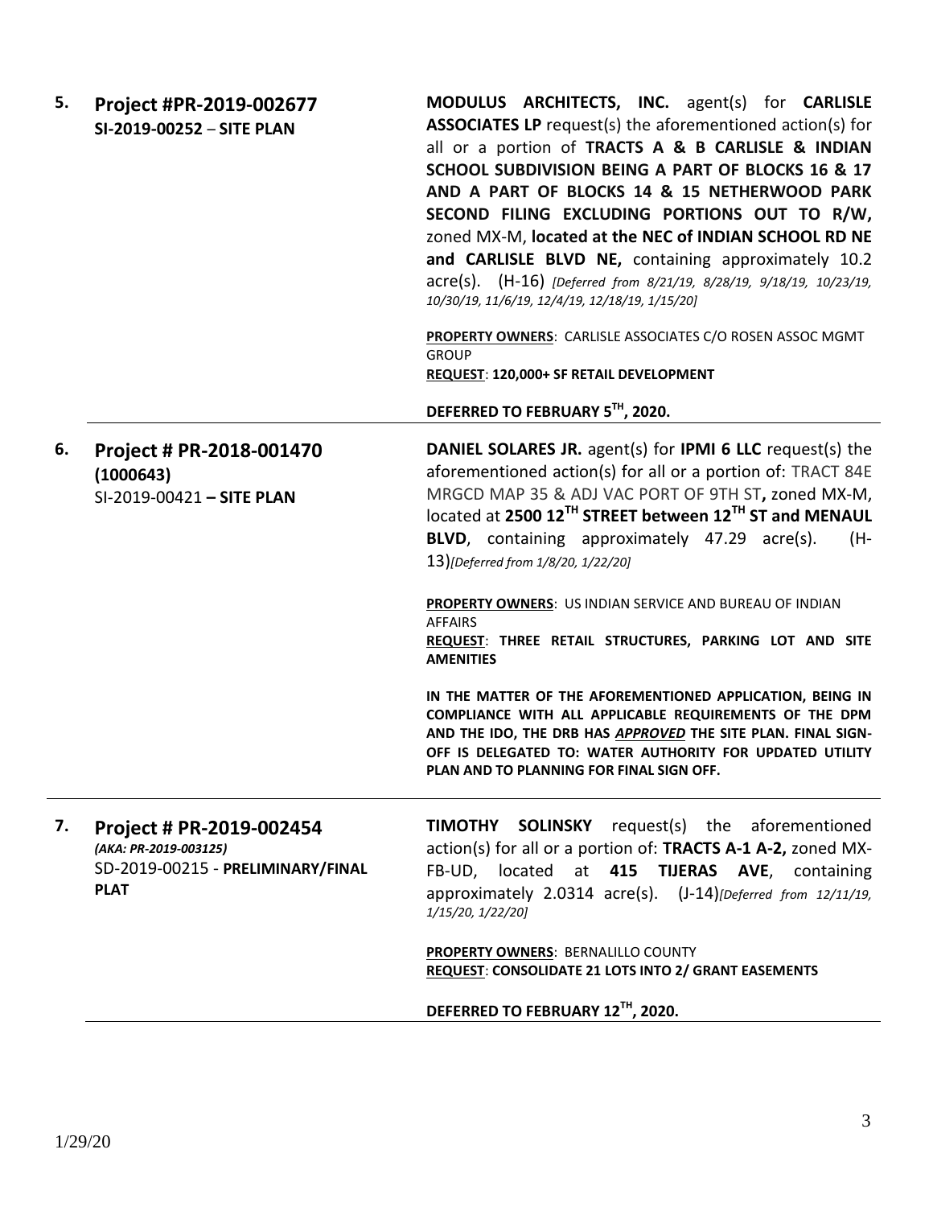**5. Project #PR-2019-002677**
**SI-2019-00252 – SITE PLAN**

**MODULUS ARCHITECTS, INC.** agent(s) for **CARLISLE ASSOCIATES LP** request(s) the aforementioned action(s) for all or a portion of **TRACTS A & B CARLISLE & INDIAN SCHOOL SUBDIVISION BEING A PART OF BLOCKS 16 & 17 AND A PART OF BLOCKS 14 & 15 NETHERWOOD PARK SECOND FILING EXCLUDING PORTIONS OUT TO R/W,** zoned MX-M, **located at the NEC of INDIAN SCHOOL RD NE and CARLISLE BLVD NE,** containing approximately 10.2 acre(s). (H-16) *[Deferred from 8/21/19, 8/28/19, 9/18/19, 10/23/19, 10/30/19, 11/6/19, 12/4/19, 12/18/19, 1/15/20]*

**PROPERTY OWNERS**: CARLISLE ASSOCIATES C/O ROSEN ASSOC MGMT GROUP
**REQUEST**: **120,000+ SF RETAIL DEVELOPMENT**

**DEFERRED TO FEBRUARY 5TH, 2020.**

---

**6. Project # PR-2018-001470 (1000643)**
SI-2019-00421 **– SITE PLAN**

**DANIEL SOLARES JR.** agent(s) for **IPMI 6 LLC** request(s) the aforementioned action(s) for all or a portion of: TRACT 84E MRGCD MAP 35 & ADJ VAC PORT OF 9TH ST**,** zoned MX-M, located at **2500 12TH STREET between 12TH ST and MENAUL BLVD**, containing approximately 47.29 acre(s). (H-13)*[Deferred from 1/8/20, 1/22/20]*

**PROPERTY OWNERS**: US INDIAN SERVICE AND BUREAU OF INDIAN AFFAIRS
**REQUEST**: **THREE RETAIL STRUCTURES, PARKING LOT AND SITE AMENITIES**

**IN THE MATTER OF THE AFOREMENTIONED APPLICATION, BEING IN COMPLIANCE WITH ALL APPLICABLE REQUIREMENTS OF THE DPM AND THE IDO, THE DRB HAS *APPROVED* THE SITE PLAN. FINAL SIGN-OFF IS DELEGATED TO: WATER AUTHORITY FOR UPDATED UTILITY PLAN AND TO PLANNING FOR FINAL SIGN OFF.**

---

**7. Project # PR-2019-002454**
*(AKA: PR-2019-003125)*
SD-2019-00215 - **PRELIMINARY/FINAL PLAT**

**TIMOTHY SOLINSKY** request(s) the aforementioned action(s) for all or a portion of: **TRACTS A-1 A-2,** zoned MX-FB-UD, located at **415 TIJERAS AVE**, containing approximately 2.0314 acre(s). (J-14)*[Deferred from 12/11/19, 1/15/20, 1/22/20]*

**PROPERTY OWNERS**: BERNALILLO COUNTY
**REQUEST**: **CONSOLIDATE 21 LOTS INTO 2/ GRANT EASEMENTS**

**DEFERRED TO FEBRUARY 12TH, 2020.**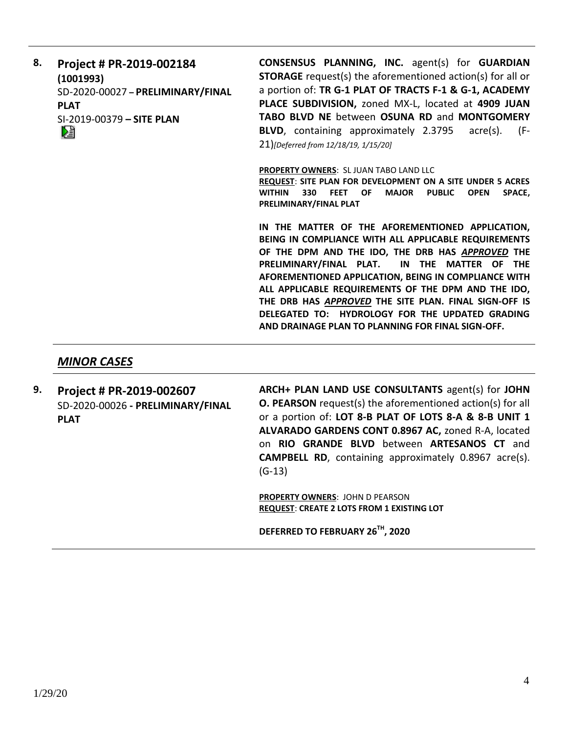**8.** **Project # PR-2019-002184 (1001993)**
SD-2020-00027 **– PRELIMINARY/FINAL PLAT**
SI-2019-00379 **– SITE PLAN**

**CONSENSUS PLANNING, INC.** agent(s) for **GUARDIAN STORAGE** request(s) the aforementioned action(s) for all or a portion of: **TR G-1 PLAT OF TRACTS F-1 & G-1, ACADEMY PLACE SUBDIVISION,** zoned MX-L, located at **4909 JUAN TABO BLVD NE** between **OSUNA RD** and **MONTGOMERY BLVD**, containing approximately 2.3795 acre(s). (F-21)*[Deferred from 12/18/19, 1/15/20]*

**PROPERTY OWNERS**: SL JUAN TABO LAND LLC
**REQUEST**: **SITE PLAN FOR DEVELOPMENT ON A SITE UNDER 5 ACRES WITHIN 330 FEET OF MAJOR PUBLIC OPEN SPACE, PRELIMINARY/FINAL PLAT**

**IN THE MATTER OF THE AFOREMENTIONED APPLICATION, BEING IN COMPLIANCE WITH ALL APPLICABLE REQUIREMENTS OF THE DPM AND THE IDO, THE DRB HAS *APPROVED* THE PRELIMINARY/FINAL PLAT. IN THE MATTER OF THE AFOREMENTIONED APPLICATION, BEING IN COMPLIANCE WITH ALL APPLICABLE REQUIREMENTS OF THE DPM AND THE IDO, THE DRB HAS *APPROVED* THE SITE PLAN. FINAL SIGN-OFF IS DELEGATED TO: HYDROLOGY FOR THE UPDATED GRADING AND DRAINAGE PLAN TO PLANNING FOR FINAL SIGN-OFF.**

## *MINOR CASES*

**9.** **Project # PR-2019-002607**
SD-2020-00026 **- PRELIMINARY/FINAL PLAT**

**ARCH+ PLAN LAND USE CONSULTANTS** agent(s) for **JOHN O. PEARSON** request(s) the aforementioned action(s) for all or a portion of: **LOT 8-B PLAT OF LOTS 8-A & 8-B UNIT 1 ALVARADO GARDENS CONT 0.8967 AC,** zoned R-A, located on **RIO GRANDE BLVD** between **ARTESANOS CT** and **CAMPBELL RD**, containing approximately 0.8967 acre(s). (G-13)

**PROPERTY OWNERS**: JOHN D PEARSON
**REQUEST**: **CREATE 2 LOTS FROM 1 EXISTING LOT**

**DEFERRED TO FEBRUARY 26TH, 2020**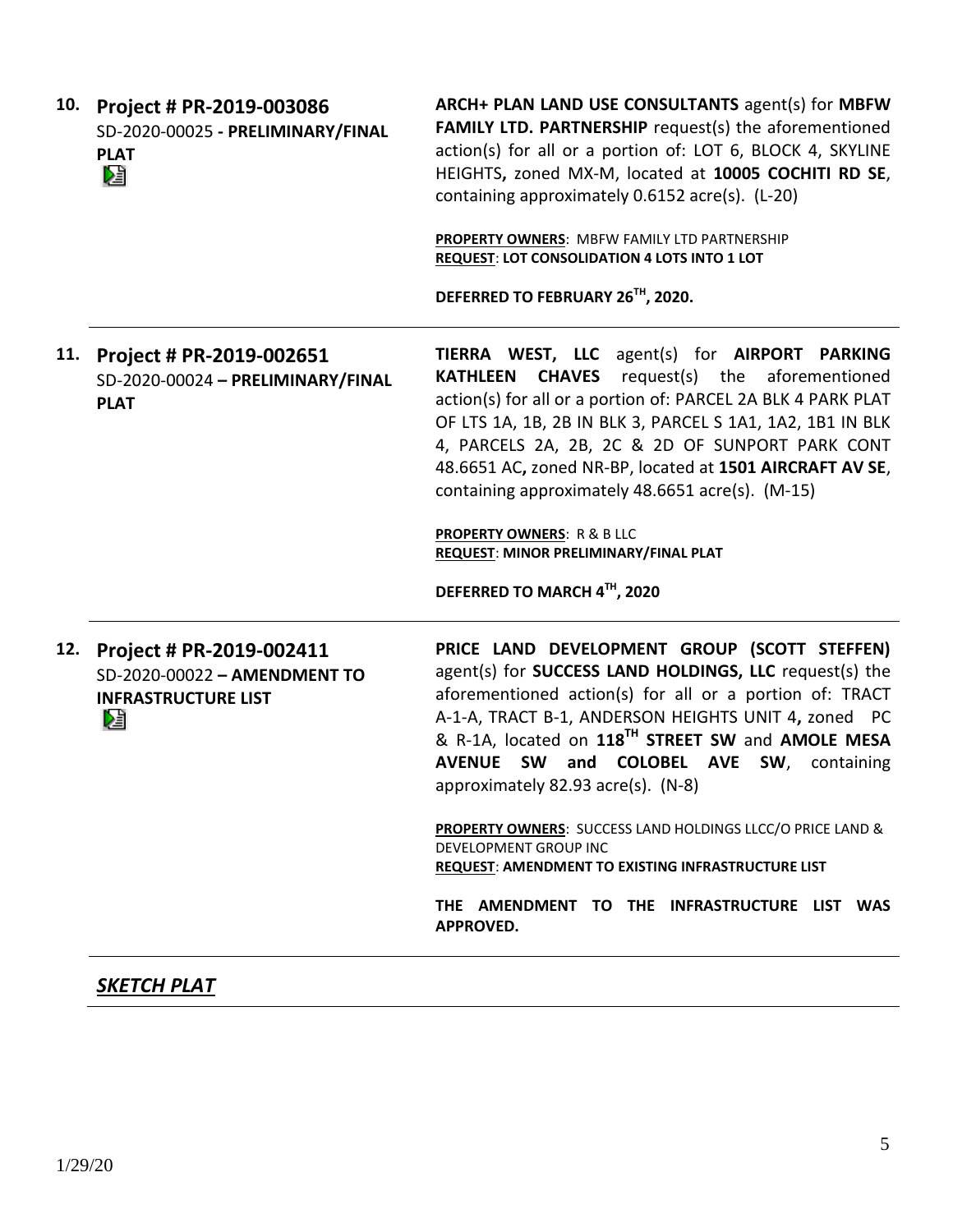**10. Project # PR-2019-003086**
SD-2020-00025 **- PRELIMINARY/FINAL PLAT**

**ARCH+ PLAN LAND USE CONSULTANTS** agent(s) for **MBFW FAMILY LTD. PARTNERSHIP** request(s) the aforementioned action(s) for all or a portion of: LOT 6, BLOCK 4, SKYLINE HEIGHTS**,** zoned MX-M, located at **10005 COCHITI RD SE**, containing approximately 0.6152 acre(s). (L-20)

**PROPERTY OWNERS**: MBFW FAMILY LTD PARTNERSHIP
**REQUEST**: **LOT CONSOLIDATION 4 LOTS INTO 1 LOT**

**DEFERRED TO FEBRUARY 26TH, 2020.**

---

**11. Project # PR-2019-002651**
SD-2020-00024 **– PRELIMINARY/FINAL PLAT**

**TIERRA WEST, LLC** agent(s) for **AIRPORT PARKING KATHLEEN CHAVES** request(s) the aforementioned action(s) for all or a portion of: PARCEL 2A BLK 4 PARK PLAT OF LTS 1A, 1B, 2B IN BLK 3, PARCEL S 1A1, 1A2, 1B1 IN BLK 4, PARCELS 2A, 2B, 2C & 2D OF SUNPORT PARK CONT 48.6651 AC**,** zoned NR-BP, located at **1501 AIRCRAFT AV SE**, containing approximately 48.6651 acre(s). (M-15)

**PROPERTY OWNERS**: R & B LLC
**REQUEST**: **MINOR PRELIMINARY/FINAL PLAT**

**DEFERRED TO MARCH 4TH, 2020**

---

**12. Project # PR-2019-002411**
SD-2020-00022 **– AMENDMENT TO INFRASTRUCTURE LIST**

**PRICE LAND DEVELOPMENT GROUP (SCOTT STEFFEN)** agent(s) for **SUCCESS LAND HOLDINGS, LLC** request(s) the aforementioned action(s) for all or a portion of: TRACT A-1-A, TRACT B-1, ANDERSON HEIGHTS UNIT 4**,** zoned PC & R-1A, located on **118TH STREET SW** and **AMOLE MESA AVENUE SW and COLOBEL AVE SW**, containing approximately 82.93 acre(s). (N-8)

**PROPERTY OWNERS**: SUCCESS LAND HOLDINGS LLCC/O PRICE LAND & DEVELOPMENT GROUP INC
**REQUEST**: **AMENDMENT TO EXISTING INFRASTRUCTURE LIST**

**THE AMENDMENT TO THE INFRASTRUCTURE LIST WAS APPROVED.**

---

***SKETCH PLAT***

1/29/20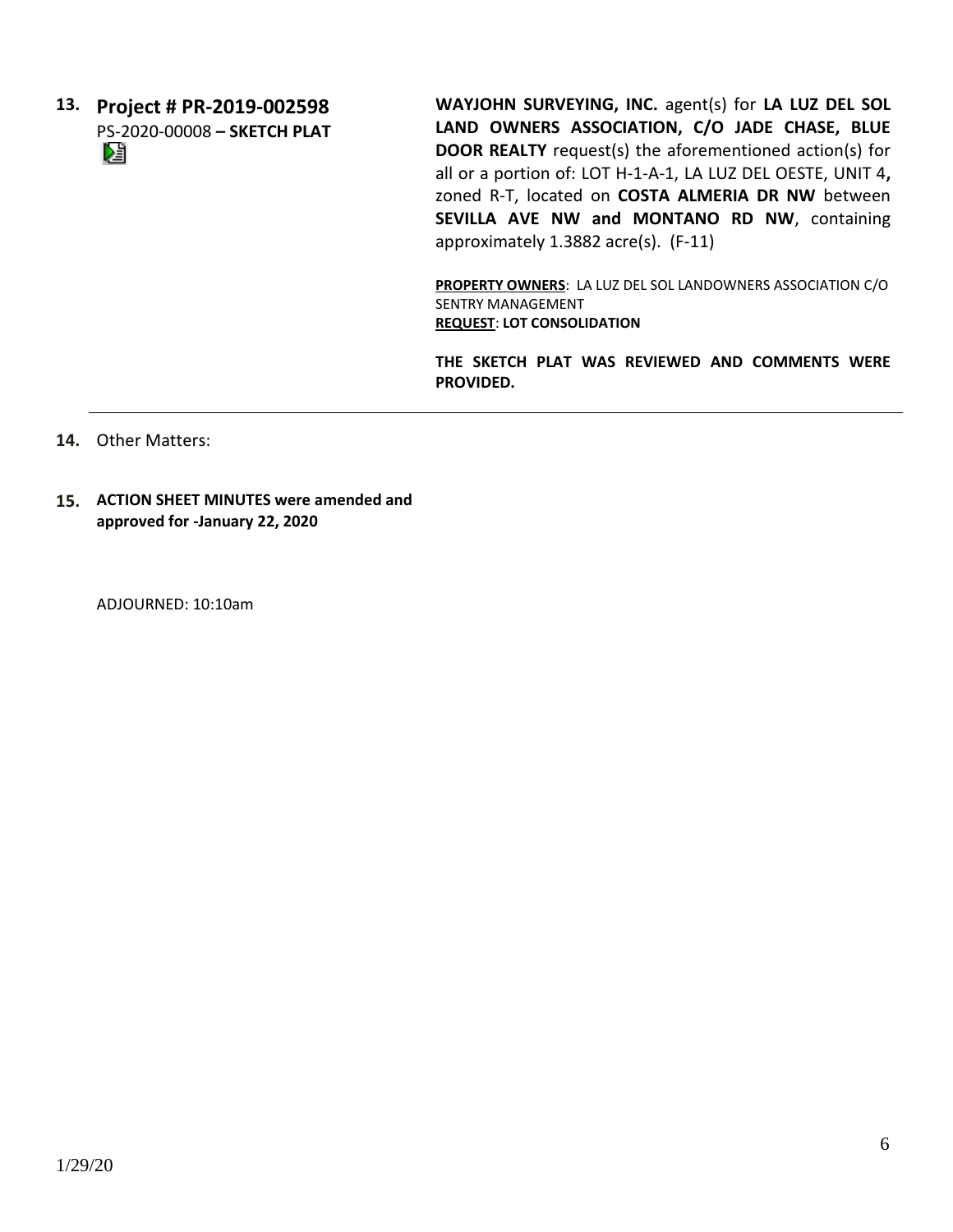**13. Project # PR-2019-002598**
PS-2020-00008 **– SKETCH PLAT**

**WAYJOHN SURVEYING, INC.** agent(s) for **LA LUZ DEL SOL LAND OWNERS ASSOCIATION, C/O JADE CHASE, BLUE DOOR REALTY** request(s) the aforementioned action(s) for all or a portion of: LOT H-1-A-1, LA LUZ DEL OESTE, UNIT 4**,** zoned R-T, located on **COSTA ALMERIA DR NW** between **SEVILLA AVE NW and MONTANO RD NW**, containing approximately 1.3882 acre(s). (F-11)

**PROPERTY OWNERS**: LA LUZ DEL SOL LANDOWNERS ASSOCIATION C/O SENTRY MANAGEMENT
**REQUEST**: **LOT CONSOLIDATION**

**THE SKETCH PLAT WAS REVIEWED AND COMMENTS WERE PROVIDED.**

---

**14.** Other Matters:

**15. ACTION SHEET MINUTES were amended and approved for -January 22, 2020**

ADJOURNED: 10:10am

1/29/20